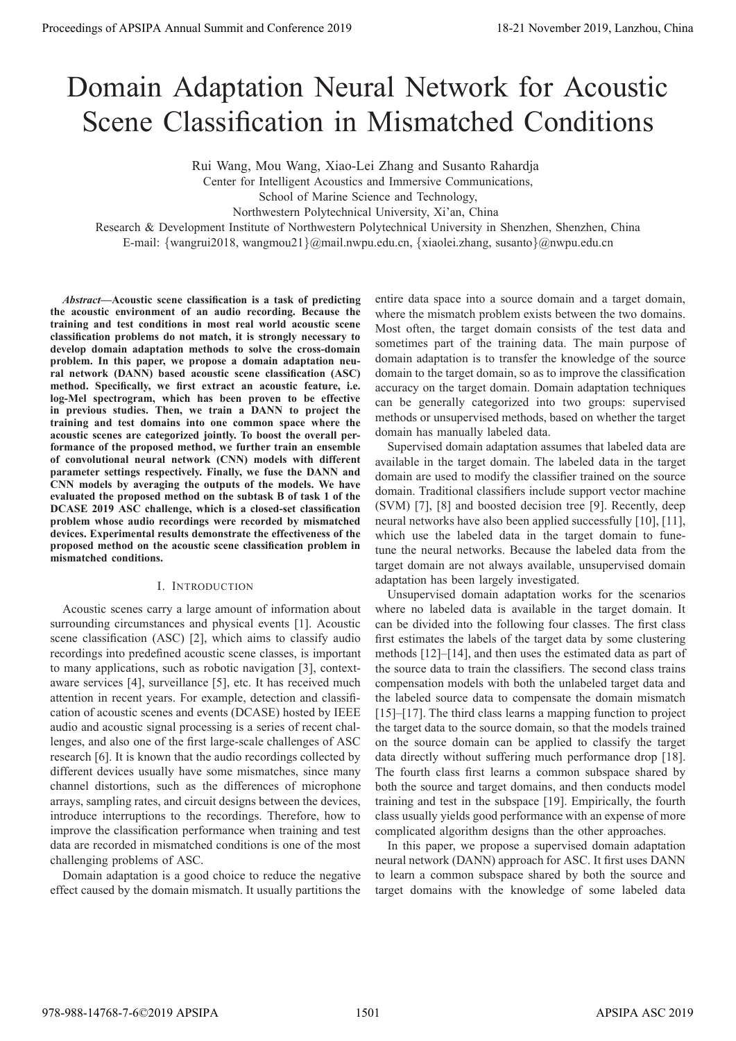# Domain Adaptation Neural Network for Acoustic Scene Classification in Mismatched Conditions

Rui Wang, Mou Wang, Xiao-Lei Zhang and Susanto Rahardja

Center for Intelligent Acoustics and Immersive Communications,
School of Marine Science and Technology,
Northwestern Polytechnical University, Xi'an, China
Research & Development Institute of Northwestern Polytechnical University in Shenzhen, Shenzhen, China
E-mail: {wangrui2018, wangmou21}@mail.nwpu.edu.cn, {xiaolei.zhang, susanto}@nwpu.edu.cn

***Abstract*—Acoustic scene classification is a task of predicting the acoustic environment of an audio recording. Because the training and test conditions in most real world acoustic scene classification problems do not match, it is strongly necessary to develop domain adaptation methods to solve the cross-domain problem. In this paper, we propose a domain adaptation neural network (DANN) based acoustic scene classification (ASC) method. Specifically, we first extract an acoustic feature, i.e. log-Mel spectrogram, which has been proven to be effective in previous studies. Then, we train a DANN to project the training and test domains into one common space where the acoustic scenes are categorized jointly. To boost the overall performance of the proposed method, we further train an ensemble of convolutional neural network (CNN) models with different parameter settings respectively. Finally, we fuse the DANN and CNN models by averaging the outputs of the models. We have evaluated the proposed method on the subtask B of task 1 of the DCASE 2019 ASC challenge, which is a closed-set classification problem whose audio recordings were recorded by mismatched devices. Experimental results demonstrate the effectiveness of the proposed method on the acoustic scene classification problem in mismatched conditions.**

## I. Introduction

Acoustic scenes carry a large amount of information about surrounding circumstances and physical events [1]. Acoustic scene classification (ASC) [2], which aims to classify audio recordings into predefined acoustic scene classes, is important to many applications, such as robotic navigation [3], context-aware services [4], surveillance [5], etc. It has received much attention in recent years. For example, detection and classification of acoustic scenes and events (DCASE) hosted by IEEE audio and acoustic signal processing is a series of recent challenges, and also one of the first large-scale challenges of ASC research [6]. It is known that the audio recordings collected by different devices usually have some mismatches, since many channel distortions, such as the differences of microphone arrays, sampling rates, and circuit designs between the devices, introduce interruptions to the recordings. Therefore, how to improve the classification performance when training and test data are recorded in mismatched conditions is one of the most challenging problems of ASC.

Domain adaptation is a good choice to reduce the negative effect caused by the domain mismatch. It usually partitions the entire data space into a source domain and a target domain, where the mismatch problem exists between the two domains. Most often, the target domain consists of the test data and sometimes part of the training data. The main purpose of domain adaptation is to transfer the knowledge of the source domain to the target domain, so as to improve the classification accuracy on the target domain. Domain adaptation techniques can be generally categorized into two groups: supervised methods or unsupervised methods, based on whether the target domain has manually labeled data.

Supervised domain adaptation assumes that labeled data are available in the target domain. The labeled data in the target domain are used to modify the classifier trained on the source domain. Traditional classifiers include support vector machine (SVM) [7], [8] and boosted decision tree [9]. Recently, deep neural networks have also been applied successfully [10], [11], which use the labeled data in the target domain to fune-tune the neural networks. Because the labeled data from the target domain are not always available, unsupervised domain adaptation has been largely investigated.

Unsupervised domain adaptation works for the scenarios where no labeled data is available in the target domain. It can be divided into the following four classes. The first class first estimates the labels of the target data by some clustering methods [12]–[14], and then uses the estimated data as part of the source data to train the classifiers. The second class trains compensation models with both the unlabeled target data and the labeled source data to compensate the domain mismatch [15]–[17]. The third class learns a mapping function to project the target data to the source domain, so that the models trained on the source domain can be applied to classify the target data directly without suffering much performance drop [18]. The fourth class first learns a common subspace shared by both the source and target domains, and then conducts model training and test in the subspace [19]. Empirically, the fourth class usually yields good performance with an expense of more complicated algorithm designs than the other approaches.

In this paper, we propose a supervised domain adaptation neural network (DANN) approach for ASC. It first uses DANN to learn a common subspace shared by both the source and target domains with the knowledge of some labeled data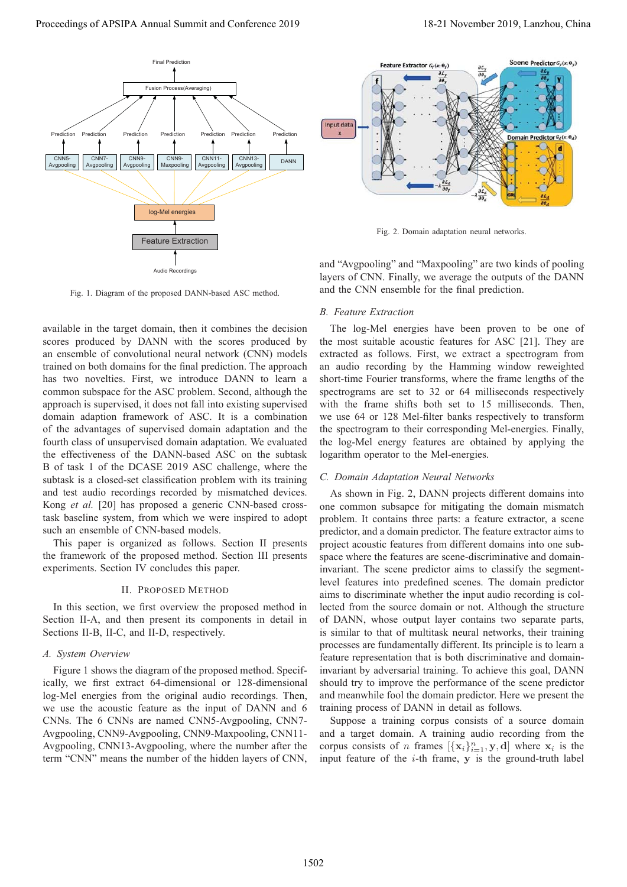Fig. 1. Diagram of the proposed DANN-based ASC method.

Fig. 2. Domain adaptation neural networks.

available in the target domain, then it combines the decision scores produced by DANN with the scores produced by an ensemble of convolutional neural network (CNN) models trained on both domains for the final prediction. The approach has two novelties. First, we introduce DANN to learn a common subspace for the ASC problem. Second, although the approach is supervised, it does not fall into existing supervised domain adaptation framework of ASC. It is a combination of the advantages of supervised domain adaptation and the fourth class of unsupervised domain adaptation. We evaluated the effectiveness of the DANN-based ASC on the subtask B of task 1 of the DCASE 2019 ASC challenge, where the subtask is a closed-set classification problem with its training and test audio recordings recorded by mismatched devices. Kong *et al.* [20] has proposed a generic CNN-based cross-task baseline system, from which we were inspired to adopt such an ensemble of CNN-based models.

This paper is organized as follows. Section II presents the framework of the proposed method. Section III presents experiments. Section IV concludes this paper.

## II. Proposed Method

In this section, we first overview the proposed method in Section II-A, and then present its components in detail in Sections II-B, II-C, and II-D, respectively.

### A. System Overview

Figure 1 shows the diagram of the proposed method. Specifically, we first extract 64-dimensional or 128-dimensional log-Mel energies from the original audio recordings. Then, we use the acoustic feature as the input of DANN and 6 CNNs. The 6 CNNs are named CNN5-Avgpooling, CNN7-Avgpooling, CNN9-Avgpooling, CNN9-Maxpooling, CNN11-Avgpooling, CNN13-Avgpooling, where the number after the term "CNN" means the number of the hidden layers of CNN, and "Avgpooling" and "Maxpooling" are two kinds of pooling layers of CNN. Finally, we average the outputs of the DANN and the CNN ensemble for the final prediction.

### B. Feature Extraction

The log-Mel energies have been proven to be one of the most suitable acoustic features for ASC [21]. They are extracted as follows. First, we extract a spectrogram from an audio recording by the Hamming window reweighted short-time Fourier transforms, where the frame lengths of the spectrograms are set to 32 or 64 milliseconds respectively with the frame shifts both set to 15 milliseconds. Then, we use 64 or 128 Mel-filter banks respectively to transform the spectrogram to their corresponding Mel-energies. Finally, the log-Mel energy features are obtained by applying the logarithm operator to the Mel-energies.

### C. Domain Adaptation Neural Networks

As shown in Fig. 2, DANN projects different domains into one common subsapce for mitigating the domain mismatch problem. It contains three parts: a feature extractor, a scene predictor, and a domain predictor. The feature extractor aims to project acoustic features from different domains into one subspace where the features are scene-discriminative and domain-invariant. The scene predictor aims to classify the segment-level features into predefined scenes. The domain predictor aims to discriminate whether the input audio recording is collected from the source domain or not. Although the structure of DANN, whose output layer contains two separate parts, is similar to that of multitask neural networks, their training processes are fundamentally different. Its principle is to learn a feature representation that is both discriminative and domain-invariant by adversarial training. To achieve this goal, DANN should try to improve the performance of the scene predictor and meanwhile fool the domain predictor. Here we present the training process of DANN in detail as follows.

Suppose a training corpus consists of a source domain and a target domain. A training audio recording from the corpus consists of $n$ frames $[\{\mathbf{x}_i\}_{i=1}^{n}, \mathbf{y}, \mathbf{d}]$ where $\mathbf{x}_i$ is the input feature of the $i$-th frame, $\mathbf{y}$ is the ground-truth label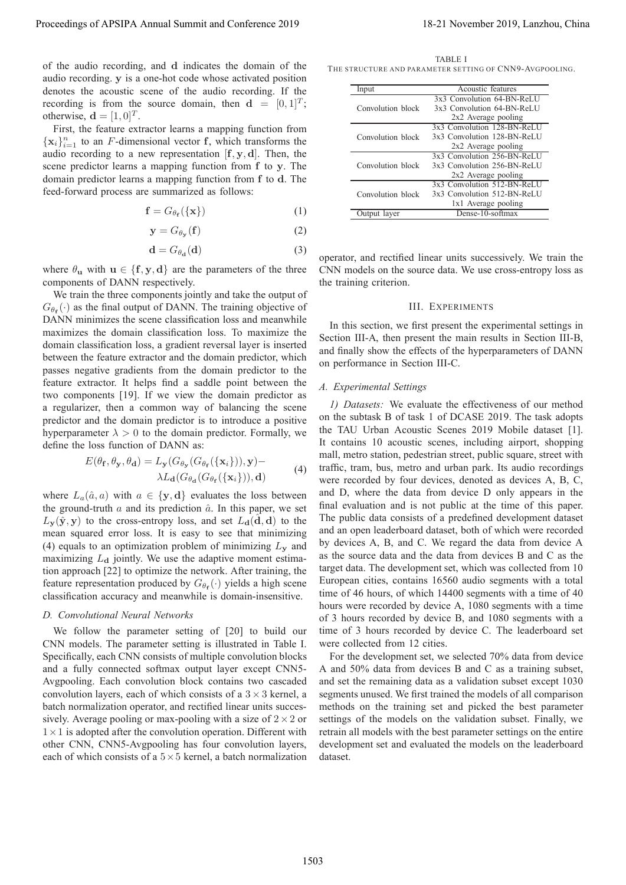of the audio recording, and $\mathbf{d}$ indicates the domain of the audio recording. $\mathbf{y}$ is a one-hot code whose activated position denotes the acoustic scene of the audio recording. If the recording is from the source domain, then $\mathbf{d} = [0, 1]^T$; otherwise, $\mathbf{d} = [1, 0]^T$.

First, the feature extractor learns a mapping function from $\{\mathbf{x}_i\}_{i=1}^n$ to an $F$-dimensional vector $\mathbf{f}$, which transforms the audio recording to a new representation $[\mathbf{f}, \mathbf{y}, \mathbf{d}]$. Then, the scene predictor learns a mapping function from $\mathbf{f}$ to $\mathbf{y}$. The domain predictor learns a mapping function from $\mathbf{f}$ to $\mathbf{d}$. The feed-forward process are summarized as follows:

$$\mathbf{f} = G_{\theta_\mathbf{f}}(\{\mathbf{x}\}) \tag{1}$$

$$\mathbf{y} = G_{\theta_\mathbf{y}}(\mathbf{f}) \tag{2}$$

$$\mathbf{d} = G_{\theta_\mathbf{d}}(\mathbf{d}) \tag{3}$$

where $\theta_\mathbf{u}$ with $\mathbf{u} \in \{\mathbf{f}, \mathbf{y}, \mathbf{d}\}$ are the parameters of the three components of DANN respectively.

We train the three components jointly and take the output of $G_{\theta_\mathbf{f}}(\cdot)$ as the final output of DANN. The training objective of DANN minimizes the scene classification loss and meanwhile maximizes the domain classification loss. To maximize the domain classification loss, a gradient reversal layer is inserted between the feature extractor and the domain predictor, which passes negative gradients from the domain predictor to the feature extractor. It helps find a saddle point between the two components [19]. If we view the domain predictor as a regularizer, then a common way of balancing the scene predictor and the domain predictor is to introduce a positive hyperparameter $\lambda > 0$ to the domain predictor. Formally, we define the loss function of DANN as:

$$\begin{aligned} E(\theta_\mathbf{f}, \theta_\mathbf{y}, \theta_\mathbf{d}) = & L_\mathbf{y}(G_{\theta_\mathbf{y}}(G_{\theta_\mathbf{f}}(\{\mathbf{x}_i\})), \mathbf{y}) - \\ & \lambda L_\mathbf{d}(G_{\theta_\mathbf{d}}(G_{\theta_\mathbf{f}}(\{\mathbf{x}_i\})), \mathbf{d}) \end{aligned} \tag{4}$$

where $L_a(\hat{a}, a)$ with $a \in \{\mathbf{y}, \mathbf{d}\}$ evaluates the loss between the ground-truth $a$ and its prediction $\hat{a}$. In this paper, we set $L_\mathbf{y}(\hat{\mathbf{y}}, \mathbf{y})$ to the cross-entropy loss, and set $L_\mathbf{d}(\hat{\mathbf{d}}, \mathbf{d})$ to the mean squared error loss. It is easy to see that minimizing (4) equals to an optimization problem of minimizing $L_\mathbf{y}$ and maximizing $L_\mathbf{d}$ jointly. We use the adaptive moment estimation approach [22] to optimize the network. After training, the feature representation produced by $G_{\theta_\mathbf{f}}(\cdot)$ yields a high scene classification accuracy and meanwhile is domain-insensitive.

### D. Convolutional Neural Networks

We follow the parameter setting of [20] to build our CNN models. The parameter setting is illustrated in Table I. Specifically, each CNN consists of multiple convolution blocks and a fully connected softmax output layer except CNN5-Avgpooling. Each convolution block contains two cascaded convolution layers, each of which consists of a $3 \times 3$ kernel, a batch normalization operator, and rectified linear units successively. Average pooling or max-pooling with a size of $2 \times 2$ or $1 \times 1$ is adopted after the convolution operation. Different with other CNN, CNN5-Avgpooling has four convolution layers, each of which consists of a $5 \times 5$ kernel, a batch normalization operator, and rectified linear units successively. We train the CNN models on the source data. We use cross-entropy loss as the training criterion.

TABLE I
THE STRUCTURE AND PARAMETER SETTING OF CNN9-AVGPOOLING.

| Input | Acoustic features |
|---|---|
| Convolution block | 3x3 Convolution 64-BN-ReLU<br>3x3 Convolution 64-BN-ReLU<br>2x2 Average pooling |
| Convolution block | 3x3 Convolution 128-BN-ReLU<br>3x3 Convolution 128-BN-ReLU<br>2x2 Average pooling |
| Convolution block | 3x3 Convolution 256-BN-ReLU<br>3x3 Convolution 256-BN-ReLU<br>2x2 Average pooling |
| Convolution block | 3x3 Convolution 512-BN-ReLU<br>3x3 Convolution 512-BN-ReLU<br>1x1 Average pooling |
| Output layer | Dense-10-softmax |

## III. EXPERIMENTS

In this section, we first present the experimental settings in Section III-A, then present the main results in Section III-B, and finally show the effects of the hyperparameters of DANN on performance in Section III-C.

### A. Experimental Settings

*1) Datasets:* We evaluate the effectiveness of our method on the subtask B of task 1 of DCASE 2019. The task adopts the TAU Urban Acoustic Scenes 2019 Mobile dataset [1]. It contains 10 acoustic scenes, including airport, shopping mall, metro station, pedestrian street, public square, street with traffic, tram, bus, metro and urban park. Its audio recordings were recorded by four devices, denoted as devices A, B, C, and D, where the data from device D only appears in the final evaluation and is not public at the time of this paper. The public data consists of a predefined development dataset and an open leaderboard dataset, both of which were recorded by devices A, B, and C. We regard the data from device A as the source data and the data from devices B and C as the target data. The development set, which was collected from 10 European cities, contains 16560 audio segments with a total time of 46 hours, of which 14400 segments with a time of 40 hours were recorded by device A, 1080 segments with a time of 3 hours recorded by device B, and 1080 segments with a time of 3 hours recorded by device C. The leaderboard set were collected from 12 cities.

For the development set, we selected 70% data from device A and 50% data from devices B and C as a training subset, and set the remaining data as a validation subset except 1030 segments unused. We first trained the models of all comparison methods on the training set and picked the best parameter settings of the models on the validation subset. Finally, we retrain all models with the best parameter settings on the entire development set and evaluated the models on the leaderboard dataset.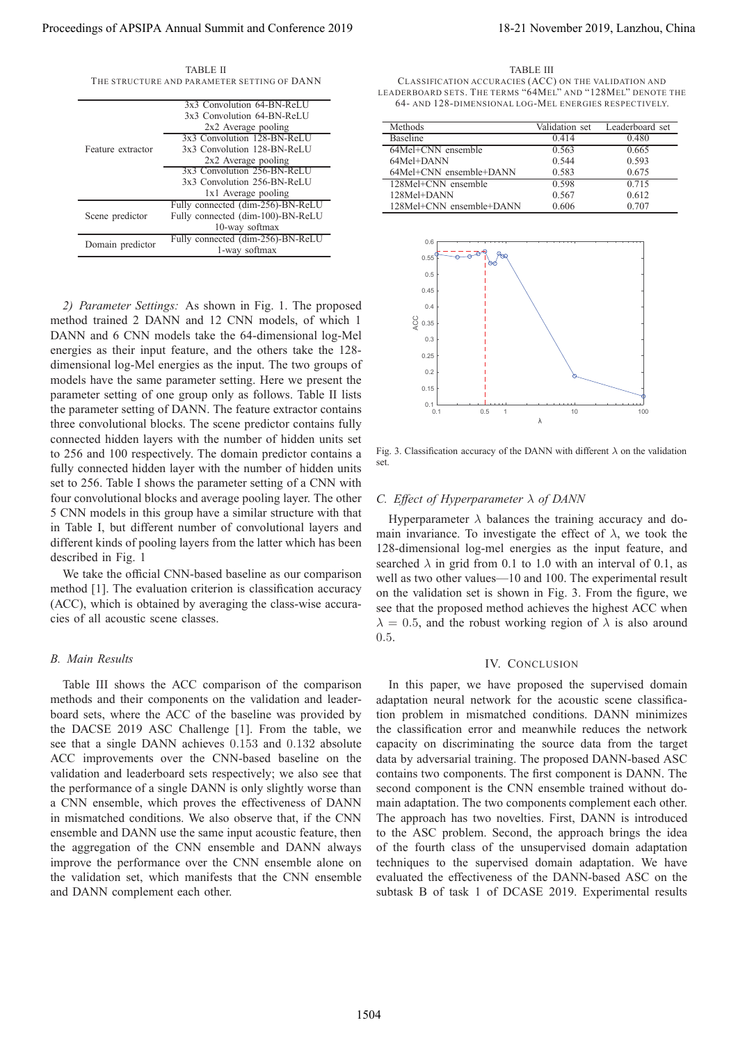TABLE II
THE STRUCTURE AND PARAMETER SETTING OF DANN

| | |
|---|---|
| Feature extractor | 3x3 Convolution 64-BN-ReLU<br>3x3 Convolution 64-BN-ReLU<br>2x2 Average pooling |
| | 3x3 Convolution 128-BN-ReLU<br>3x3 Convolution 128-BN-ReLU<br>2x2 Average pooling |
| | 3x3 Convolution 256-BN-ReLU<br>3x3 Convolution 256-BN-ReLU<br>1x1 Average pooling |
| Scene predictor | Fully connected (dim-256)-BN-ReLU<br>Fully connected (dim-100)-BN-ReLU<br>10-way softmax |
| Domain predictor | Fully connected (dim-256)-BN-ReLU<br>1-way softmax |

*2) Parameter Settings:* As shown in Fig. 1. The proposed method trained 2 DANN and 12 CNN models, of which 1 DANN and 6 CNN models take the 64-dimensional log-Mel energies as their input feature, and the others take the 128-dimensional log-Mel energies as the input. The two groups of models have the same parameter setting. Here we present the parameter setting of one group only as follows. Table II lists the parameter setting of DANN. The feature extractor contains three convolutional blocks. The scene predictor contains fully connected hidden layers with the number of hidden units set to 256 and 100 respectively. The domain predictor contains a fully connected hidden layer with the number of hidden units set to 256. Table I shows the parameter setting of a CNN with four convolutional blocks and average pooling layer. The other 5 CNN models in this group have a similar structure with that in Table I, but different number of convolutional layers and different kinds of pooling layers from the latter which has been described in Fig. 1

We take the official CNN-based baseline as our comparison method [1]. The evaluation criterion is classification accuracy (ACC), which is obtained by averaging the class-wise accuracies of all acoustic scene classes.

### B. Main Results

Table III shows the ACC comparison of the comparison methods and their components on the validation and leaderboard sets, where the ACC of the baseline was provided by the DACSE 2019 ASC Challenge [1]. From the table, we see that a single DANN achieves $0.153$ and $0.132$ absolute ACC improvements over the CNN-based baseline on the validation and leaderboard sets respectively; we also see that the performance of a single DANN is only slightly worse than a CNN ensemble, which proves the effectiveness of DANN in mismatched conditions. We also observe that, if the CNN ensemble and DANN use the same input acoustic feature, then the aggregation of the CNN ensemble and DANN always improve the performance over the CNN ensemble alone on the validation set, which manifests that the CNN ensemble and DANN complement each other.

TABLE III
CLASSIFICATION ACCURACIES (ACC) ON THE VALIDATION AND LEADERBOARD SETS. THE TERMS "64MEL" AND "128MEL" DENOTE THE 64- AND 128-DIMENSIONAL LOG-MEL ENERGIES RESPECTIVELY.

| Methods | Validation set | Leaderboard set |
|---|---|---|
| Baseline | 0.414 | 0.480 |
| 64Mel+CNN ensemble | 0.563 | 0.665 |
| 64Mel+DANN | 0.544 | 0.593 |
| 64Mel+CNN ensemble+DANN | 0.583 | 0.675 |
| 128Mel+CNN ensemble | 0.598 | 0.715 |
| 128Mel+DANN | 0.567 | 0.612 |
| 128Mel+CNN ensemble+DANN | 0.606 | 0.707 |

Fig. 3. Classification accuracy of the DANN with different $\lambda$ on the validation set.

### C. Effect of Hyperparameter $\lambda$ of DANN

Hyperparameter $\lambda$ balances the training accuracy and domain invariance. To investigate the effect of $\lambda$, we took the 128-dimensional log-mel energies as the input feature, and searched $\lambda$ in grid from 0.1 to 1.0 with an interval of 0.1, as well as two other values—10 and 100. The experimental result on the validation set is shown in Fig. 3. From the figure, we see that the proposed method achieves the highest ACC when $\lambda = 0.5$, and the robust working region of $\lambda$ is also around $0.5$.

## IV. CONCLUSION

In this paper, we have proposed the supervised domain adaptation neural network for the acoustic scene classification problem in mismatched conditions. DANN minimizes the classification error and meanwhile reduces the network capacity on discriminating the source data from the target data by adversarial training. The proposed DANN-based ASC contains two components. The first component is DANN. The second component is the CNN ensemble trained without domain adaptation. The two components complement each other. The approach has two novelties. First, DANN is introduced to the ASC problem. Second, the approach brings the idea of the fourth class of the unsupervised domain adaptation techniques to the supervised domain adaptation. We have evaluated the effectiveness of the DANN-based ASC on the subtask B of task 1 of DCASE 2019. Experimental results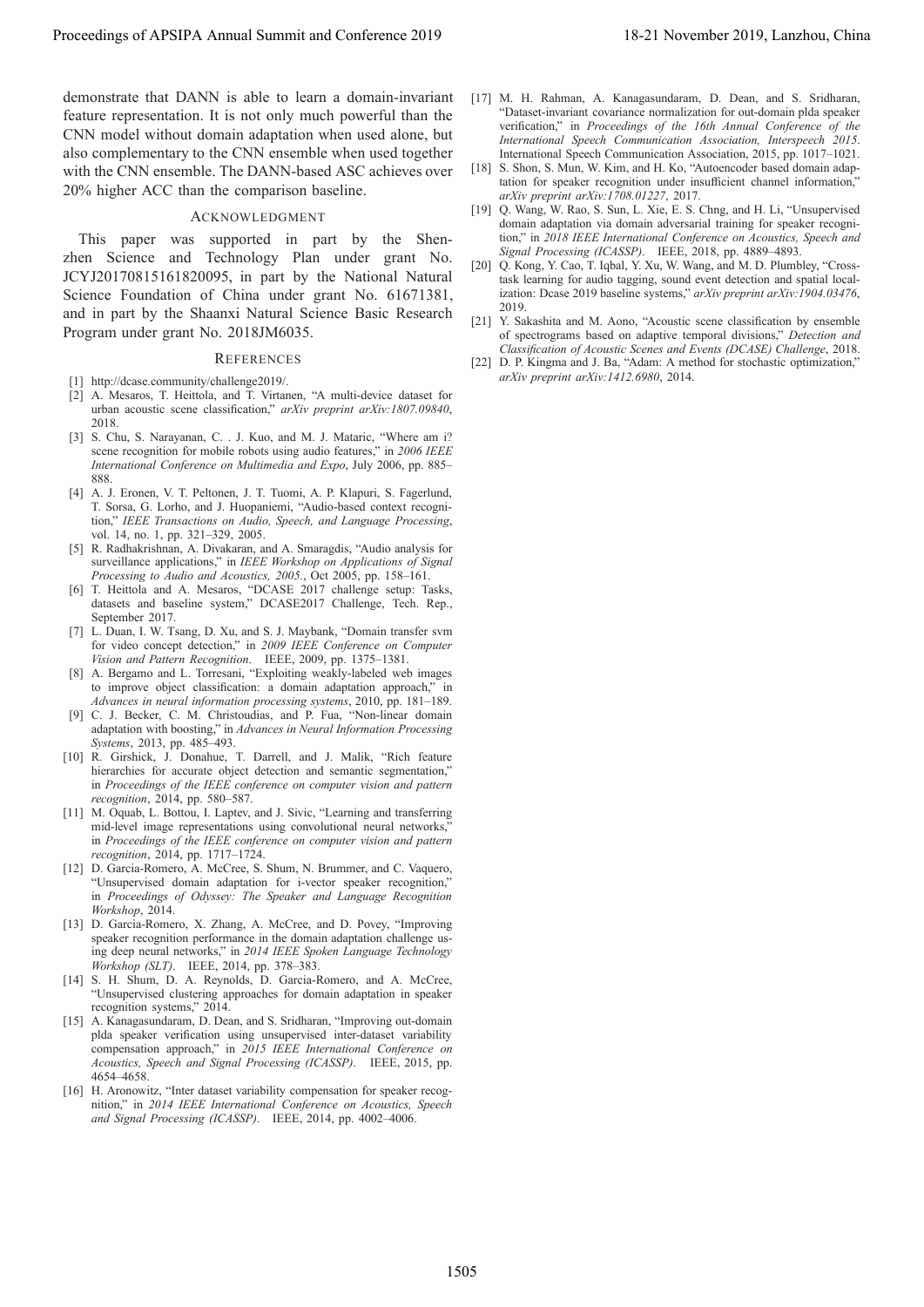demonstrate that DANN is able to learn a domain-invariant feature representation. It is not only much powerful than the CNN model without domain adaptation when used alone, but also complementary to the CNN ensemble when used together with the CNN ensemble. The DANN-based ASC achieves over 20% higher ACC than the comparison baseline.

## Acknowledgment

This paper was supported in part by the Shenzhen Science and Technology Plan under grant No. JCYJ20170815161820095, in part by the National Natural Science Foundation of China under grant No. 61671381, and in part by the Shaanxi Natural Science Basic Research Program under grant No. 2018JM6035.

## References

[1] http://dcase.community/challenge2019/.

[2] A. Mesaros, T. Heittola, and T. Virtanen, "A multi-device dataset for urban acoustic scene classification," *arXiv preprint arXiv:1807.09840*, 2018.

[3] S. Chu, S. Narayanan, C. . J. Kuo, and M. J. Mataric, "Where am i? scene recognition for mobile robots using audio features," in *2006 IEEE International Conference on Multimedia and Expo*, July 2006, pp. 885–888.

[4] A. J. Eronen, V. T. Peltonen, J. T. Tuomi, A. P. Klapuri, S. Fagerlund, T. Sorsa, G. Lorho, and J. Huopaniemi, "Audio-based context recognition," *IEEE Transactions on Audio, Speech, and Language Processing*, vol. 14, no. 1, pp. 321–329, 2005.

[5] R. Radhakrishnan, A. Divakaran, and A. Smaragdis, "Audio analysis for surveillance applications," in *IEEE Workshop on Applications of Signal Processing to Audio and Acoustics, 2005.*, Oct 2005, pp. 158–161.

[6] T. Heittola and A. Mesaros, "DCASE 2017 challenge setup: Tasks, datasets and baseline system," DCASE2017 Challenge, Tech. Rep., September 2017.

[7] L. Duan, I. W. Tsang, D. Xu, and S. J. Maybank, "Domain transfer svm for video concept detection," in *2009 IEEE Conference on Computer Vision and Pattern Recognition*. IEEE, 2009, pp. 1375–1381.

[8] A. Bergamo and L. Torresani, "Exploiting weakly-labeled web images to improve object classification: a domain adaptation approach," in *Advances in neural information processing systems*, 2010, pp. 181–189.

[9] C. J. Becker, C. M. Christoudias, and P. Fua, "Non-linear domain adaptation with boosting," in *Advances in Neural Information Processing Systems*, 2013, pp. 485–493.

[10] R. Girshick, J. Donahue, T. Darrell, and J. Malik, "Rich feature hierarchies for accurate object detection and semantic segmentation," in *Proceedings of the IEEE conference on computer vision and pattern recognition*, 2014, pp. 580–587.

[11] M. Oquab, L. Bottou, I. Laptev, and J. Sivic, "Learning and transferring mid-level image representations using convolutional neural networks," in *Proceedings of the IEEE conference on computer vision and pattern recognition*, 2014, pp. 1717–1724.

[12] D. Garcia-Romero, A. McCree, S. Shum, N. Brummer, and C. Vaquero, "Unsupervised domain adaptation for i-vector speaker recognition," in *Proceedings of Odyssey: The Speaker and Language Recognition Workshop*, 2014.

[13] D. Garcia-Romero, X. Zhang, A. McCree, and D. Povey, "Improving speaker recognition performance in the domain adaptation challenge using deep neural networks," in *2014 IEEE Spoken Language Technology Workshop (SLT)*. IEEE, 2014, pp. 378–383.

[14] S. H. Shum, D. A. Reynolds, D. Garcia-Romero, and A. McCree, "Unsupervised clustering approaches for domain adaptation in speaker recognition systems," 2014.

[15] A. Kanagasundaram, D. Dean, and S. Sridharan, "Improving out-domain plda speaker verification using unsupervised inter-dataset variability compensation approach," in *2015 IEEE International Conference on Acoustics, Speech and Signal Processing (ICASSP)*. IEEE, 2015, pp. 4654–4658.

[16] H. Aronowitz, "Inter dataset variability compensation for speaker recognition," in *2014 IEEE International Conference on Acoustics, Speech and Signal Processing (ICASSP)*. IEEE, 2014, pp. 4002–4006.

[17] M. H. Rahman, A. Kanagasundaram, D. Dean, and S. Sridharan, "Dataset-invariant covariance normalization for out-domain plda speaker verification," in *Proceedings of the 16th Annual Conference of the International Speech Communication Association, Interspeech 2015*. International Speech Communication Association, 2015, pp. 1017–1021.

[18] S. Shon, S. Mun, W. Kim, and H. Ko, "Autoencoder based domain adaptation for speaker recognition under insufficient channel information," *arXiv preprint arXiv:1708.01227*, 2017.

[19] Q. Wang, W. Rao, S. Sun, L. Xie, E. S. Chng, and H. Li, "Unsupervised domain adaptation via domain adversarial training for speaker recognition," in *2018 IEEE International Conference on Acoustics, Speech and Signal Processing (ICASSP)*. IEEE, 2018, pp. 4889–4893.

[20] Q. Kong, Y. Cao, T. Iqbal, Y. Xu, W. Wang, and M. D. Plumbley, "Cross-task learning for audio tagging, sound event detection and spatial localization: Dcase 2019 baseline systems," *arXiv preprint arXiv:1904.03476*, 2019.

[21] Y. Sakashita and M. Aono, "Acoustic scene classification by ensemble of spectrograms based on adaptive temporal divisions," *Detection and Classification of Acoustic Scenes and Events (DCASE) Challenge*, 2018.

[22] D. P. Kingma and J. Ba, "Adam: A method for stochastic optimization," *arXiv preprint arXiv:1412.6980*, 2014.